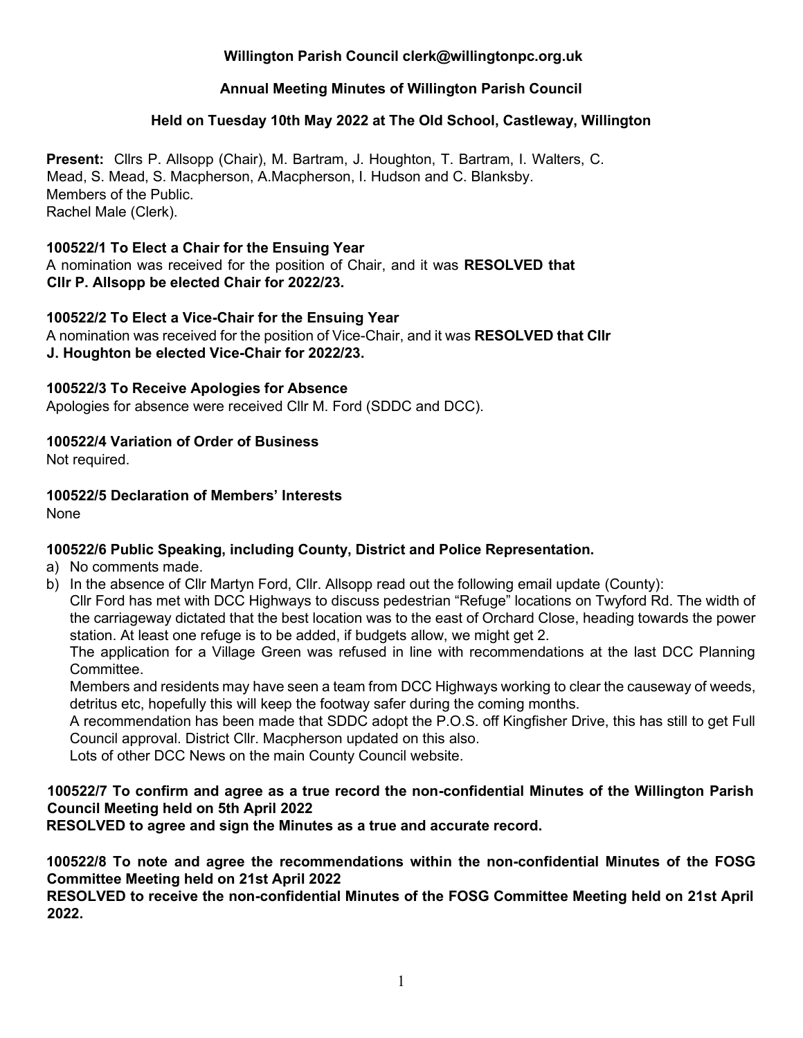**Willington Parish Council clerk@willingtonpc.org.uk**

**Annual Meeting Minutes of Willington Parish Council**

**Held on Tuesday 10th May 2022 at The Old School, Castleway, Willington**

**Present:** Cllrs P. Allsopp (Chair), M. Bartram, J. Houghton, T. Bartram, I. Walters, C. Mead, S. Mead, S. Macpherson, A.Macpherson, I. Hudson and C. Blanksby.
Members of the Public.
Rachel Male (Clerk).

**100522/1 To Elect a Chair for the Ensuing Year**
A nomination was received for the position of Chair, and it was **RESOLVED that Cllr P. Allsopp be elected Chair for 2022/23.**

**100522/2 To Elect a Vice-Chair for the Ensuing Year**
A nomination was received for the position of Vice-Chair, and it was **RESOLVED that Cllr J. Houghton be elected Vice-Chair for 2022/23.**

**100522/3 To Receive Apologies for Absence**
Apologies for absence were received Cllr M. Ford (SDDC and DCC).

**100522/4 Variation of Order of Business**
Not required.

**100522/5 Declaration of Members' Interests**
None

**100522/6 Public Speaking, including County, District and Police Representation.**

a) No comments made.
b) In the absence of Cllr Martyn Ford, Cllr. Allsopp read out the following email update (County):
   Cllr Ford has met with DCC Highways to discuss pedestrian "Refuge" locations on Twyford Rd. The width of the carriageway dictated that the best location was to the east of Orchard Close, heading towards the power station. At least one refuge is to be added, if budgets allow, we might get 2.
   The application for a Village Green was refused in line with recommendations at the last DCC Planning Committee.
   Members and residents may have seen a team from DCC Highways working to clear the causeway of weeds, detritus etc, hopefully this will keep the footway safer during the coming months.
   A recommendation has been made that SDDC adopt the P.O.S. off Kingfisher Drive, this has still to get Full Council approval. District Cllr. Macpherson updated on this also.
   Lots of other DCC News on the main County Council website.

**100522/7 To confirm and agree as a true record the non-confidential Minutes of the Willington Parish Council Meeting held on 5th April 2022**
**RESOLVED to agree and sign the Minutes as a true and accurate record.**

**100522/8 To note and agree the recommendations within the non-confidential Minutes of the FOSG Committee Meeting held on 21st April 2022**
**RESOLVED to receive the non-confidential Minutes of the FOSG Committee Meeting held on 21st April 2022.**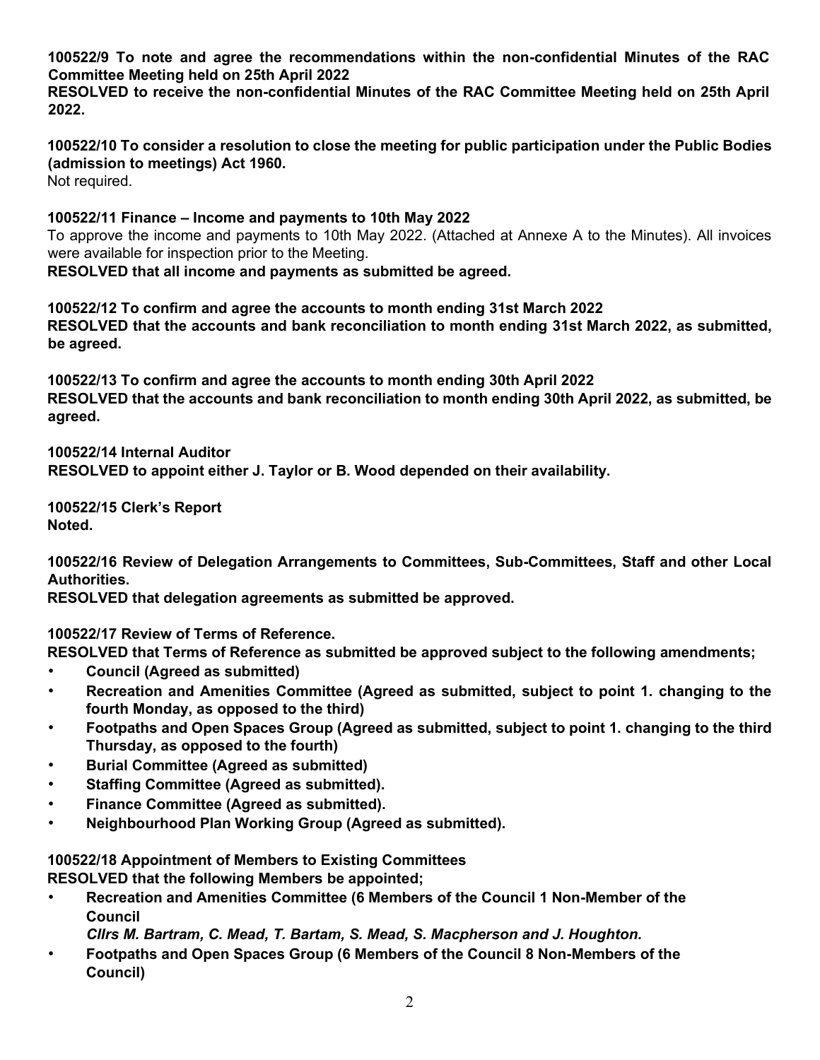**100522/9 To note and agree the recommendations within the non-confidential Minutes of the RAC Committee Meeting held on 25th April 2022**

**RESOLVED to receive the non-confidential Minutes of the RAC Committee Meeting held on 25th April 2022.**

**100522/10 To consider a resolution to close the meeting for public participation under the Public Bodies (admission to meetings) Act 1960.**

Not required.

**100522/11 Finance – Income and payments to 10th May 2022**

To approve the income and payments to 10th May 2022. (Attached at Annexe A to the Minutes). All invoices were available for inspection prior to the Meeting.

**RESOLVED that all income and payments as submitted be agreed.**

**100522/12 To confirm and agree the accounts to month ending 31st March 2022**

**RESOLVED that the accounts and bank reconciliation to month ending 31st March 2022, as submitted, be agreed.**

**100522/13 To confirm and agree the accounts to month ending 30th April 2022**

**RESOLVED that the accounts and bank reconciliation to month ending 30th April 2022, as submitted, be agreed.**

**100522/14 Internal Auditor**

**RESOLVED to appoint either J. Taylor or B. Wood depended on their availability.**

**100522/15 Clerk's Report**

**Noted.**

**100522/16 Review of Delegation Arrangements to Committees, Sub-Committees, Staff and other Local Authorities.**

**RESOLVED that delegation agreements as submitted be approved.**

**100522/17 Review of Terms of Reference.**

**RESOLVED that Terms of Reference as submitted be approved subject to the following amendments;**

- **Council (Agreed as submitted)**
- **Recreation and Amenities Committee (Agreed as submitted, subject to point 1. changing to the fourth Monday, as opposed to the third)**
- **Footpaths and Open Spaces Group (Agreed as submitted, subject to point 1. changing to the third Thursday, as opposed to the fourth)**
- **Burial Committee (Agreed as submitted)**
- **Staffing Committee (Agreed as submitted).**
- **Finance Committee (Agreed as submitted).**
- **Neighbourhood Plan Working Group (Agreed as submitted).**

**100522/18 Appointment of Members to Existing Committees**

**RESOLVED that the following Members be appointed;**

- **Recreation and Amenities Committee (6 Members of the Council 1 Non-Member of the Council**
  ***Cllrs M. Bartram, C. Mead, T. Bartam, S. Mead, S. Macpherson and J. Houghton.***
- **Footpaths and Open Spaces Group (6 Members of the Council 8 Non-Members of the Council)**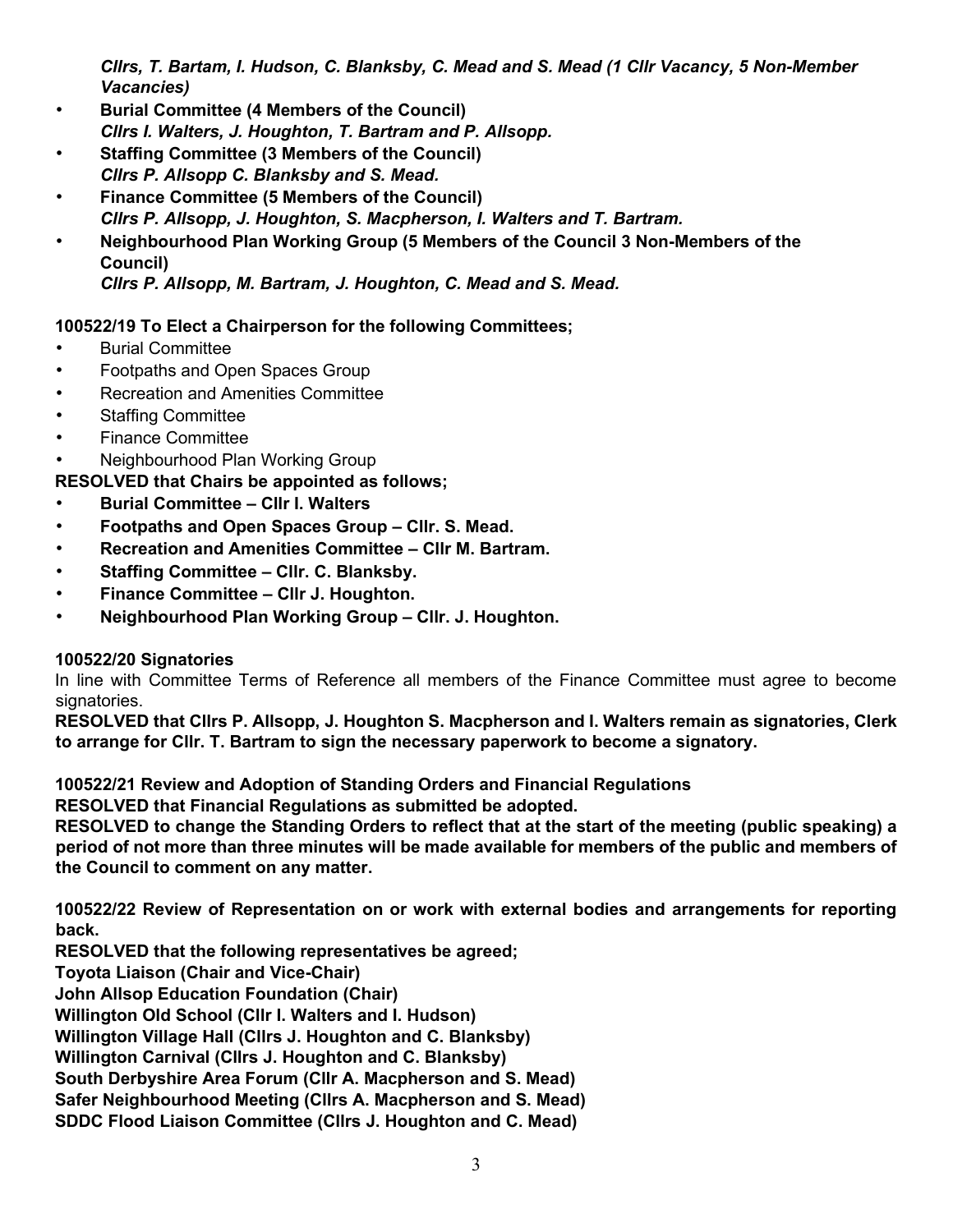*Cllrs, T. Bartam, I. Hudson, C. Blanksby, C. Mead and S. Mead (1 Cllr Vacancy, 5 Non-Member Vacancies)*

- **Burial Committee (4 Members of the Council)**
  ***Cllrs I. Walters, J. Houghton, T. Bartram and P. Allsopp.***
- **Staffing Committee (3 Members of the Council)**
  ***Cllrs P. Allsopp C. Blanksby and S. Mead.***
- **Finance Committee (5 Members of the Council)**
  ***Cllrs P. Allsopp, J. Houghton, S. Macpherson, I. Walters and T. Bartram.***
- **Neighbourhood Plan Working Group (5 Members of the Council 3 Non-Members of the Council)**
  ***Cllrs P. Allsopp, M. Bartram, J. Houghton, C. Mead and S. Mead.***

**100522/19 To Elect a Chairperson for the following Committees;**

- Burial Committee
- Footpaths and Open Spaces Group
- Recreation and Amenities Committee
- Staffing Committee
- Finance Committee
- Neighbourhood Plan Working Group

**RESOLVED that Chairs be appointed as follows;**

- **Burial Committee – Cllr I. Walters**
- **Footpaths and Open Spaces Group – Cllr. S. Mead.**
- **Recreation and Amenities Committee – Cllr M. Bartram.**
- **Staffing Committee – Cllr. C. Blanksby.**
- **Finance Committee – Cllr J. Houghton.**
- **Neighbourhood Plan Working Group – Cllr. J. Houghton.**

**100522/20 Signatories**

In line with Committee Terms of Reference all members of the Finance Committee must agree to become signatories.

**RESOLVED that Cllrs P. Allsopp, J. Houghton S. Macpherson and I. Walters remain as signatories, Clerk to arrange for Cllr. T. Bartram to sign the necessary paperwork to become a signatory.**

**100522/21 Review and Adoption of Standing Orders and Financial Regulations**

**RESOLVED that Financial Regulations as submitted be adopted.**

**RESOLVED to change the Standing Orders to reflect that at the start of the meeting (public speaking) a period of not more than three minutes will be made available for members of the public and members of the Council to comment on any matter.**

**100522/22 Review of Representation on or work with external bodies and arrangements for reporting back.**

**RESOLVED that the following representatives be agreed;**

**Toyota Liaison (Chair and Vice-Chair)**
**John Allsop Education Foundation (Chair)**
**Willington Old School (Cllr I. Walters and I. Hudson)**
**Willington Village Hall (Cllrs J. Houghton and C. Blanksby)**
**Willington Carnival (Cllrs J. Houghton and C. Blanksby)**
**South Derbyshire Area Forum (Cllr A. Macpherson and S. Mead)**
**Safer Neighbourhood Meeting (Cllrs A. Macpherson and S. Mead)**
**SDDC Flood Liaison Committee (Cllrs J. Houghton and C. Mead)**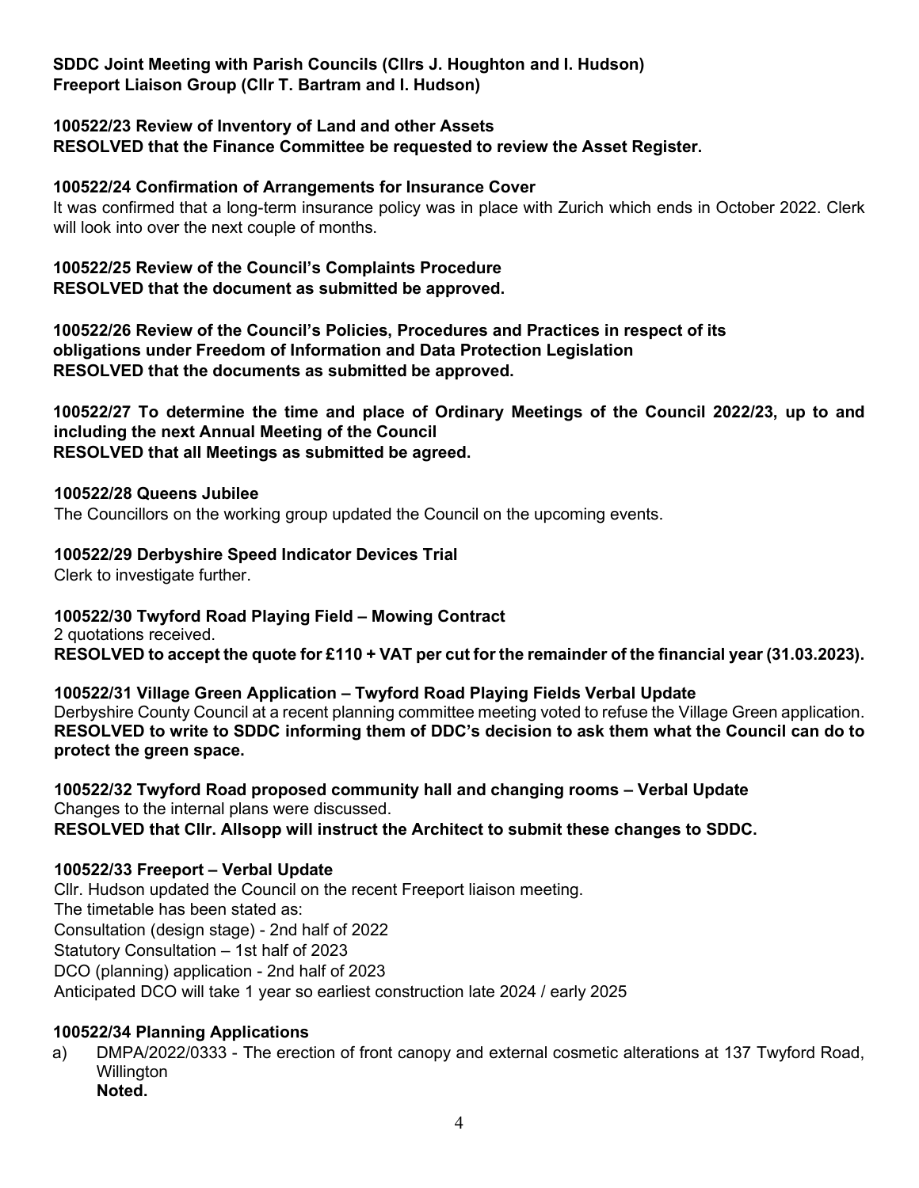**SDDC Joint Meeting with Parish Councils (Cllrs J. Houghton and I. Hudson)**
**Freeport Liaison Group (Cllr T. Bartram and I. Hudson)**

**100522/23 Review of Inventory of Land and other Assets**
**RESOLVED that the Finance Committee be requested to review the Asset Register.**

**100522/24 Confirmation of Arrangements for Insurance Cover**
It was confirmed that a long-term insurance policy was in place with Zurich which ends in October 2022. Clerk will look into over the next couple of months.

**100522/25 Review of the Council's Complaints Procedure**
**RESOLVED that the document as submitted be approved.**

**100522/26 Review of the Council's Policies, Procedures and Practices in respect of its obligations under Freedom of Information and Data Protection Legislation**
**RESOLVED that the documents as submitted be approved.**

**100522/27 To determine the time and place of Ordinary Meetings of the Council 2022/23, up to and including the next Annual Meeting of the Council**
**RESOLVED that all Meetings as submitted be agreed.**

**100522/28 Queens Jubilee**
The Councillors on the working group updated the Council on the upcoming events.

**100522/29 Derbyshire Speed Indicator Devices Trial**
Clerk to investigate further.

**100522/30 Twyford Road Playing Field – Mowing Contract**
2 quotations received.
**RESOLVED to accept the quote for £110 + VAT per cut for the remainder of the financial year (31.03.2023).**

**100522/31 Village Green Application – Twyford Road Playing Fields Verbal Update**
Derbyshire County Council at a recent planning committee meeting voted to refuse the Village Green application.
**RESOLVED to write to SDDC informing them of DDC's decision to ask them what the Council can do to protect the green space.**

**100522/32 Twyford Road proposed community hall and changing rooms – Verbal Update**
Changes to the internal plans were discussed.
**RESOLVED that Cllr. Allsopp will instruct the Architect to submit these changes to SDDC.**

**100522/33 Freeport – Verbal Update**
Cllr. Hudson updated the Council on the recent Freeport liaison meeting.
The timetable has been stated as:
Consultation (design stage) - 2nd half of 2022
Statutory Consultation – 1st half of 2023
DCO (planning) application - 2nd half of 2023
Anticipated DCO will take 1 year so earliest construction late 2024 / early 2025

**100522/34 Planning Applications**

a) DMPA/2022/0333 - The erection of front canopy and external cosmetic alterations at 137 Twyford Road, Willington
**Noted.**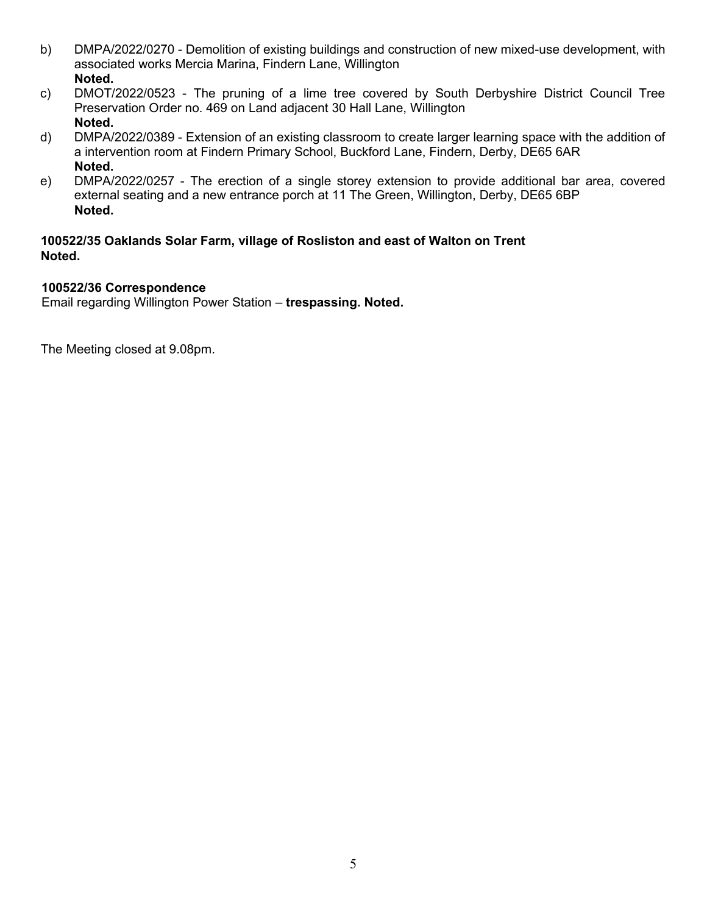b) DMPA/2022/0270 - Demolition of existing buildings and construction of new mixed-use development, with associated works Mercia Marina, Findern Lane, Willington
**Noted.**

c) DMOT/2022/0523 - The pruning of a lime tree covered by South Derbyshire District Council Tree Preservation Order no. 469 on Land adjacent 30 Hall Lane, Willington
**Noted.**

d) DMPA/2022/0389 - Extension of an existing classroom to create larger learning space with the addition of a intervention room at Findern Primary School, Buckford Lane, Findern, Derby, DE65 6AR
**Noted.**

e) DMPA/2022/0257 - The erection of a single storey extension to provide additional bar area, covered external seating and a new entrance porch at 11 The Green, Willington, Derby, DE65 6BP
**Noted.**

**100522/35 Oaklands Solar Farm, village of Rosliston and east of Walton on Trent**
**Noted.**

**100522/36 Correspondence**
Email regarding Willington Power Station – **trespassing. Noted.**

The Meeting closed at 9.08pm.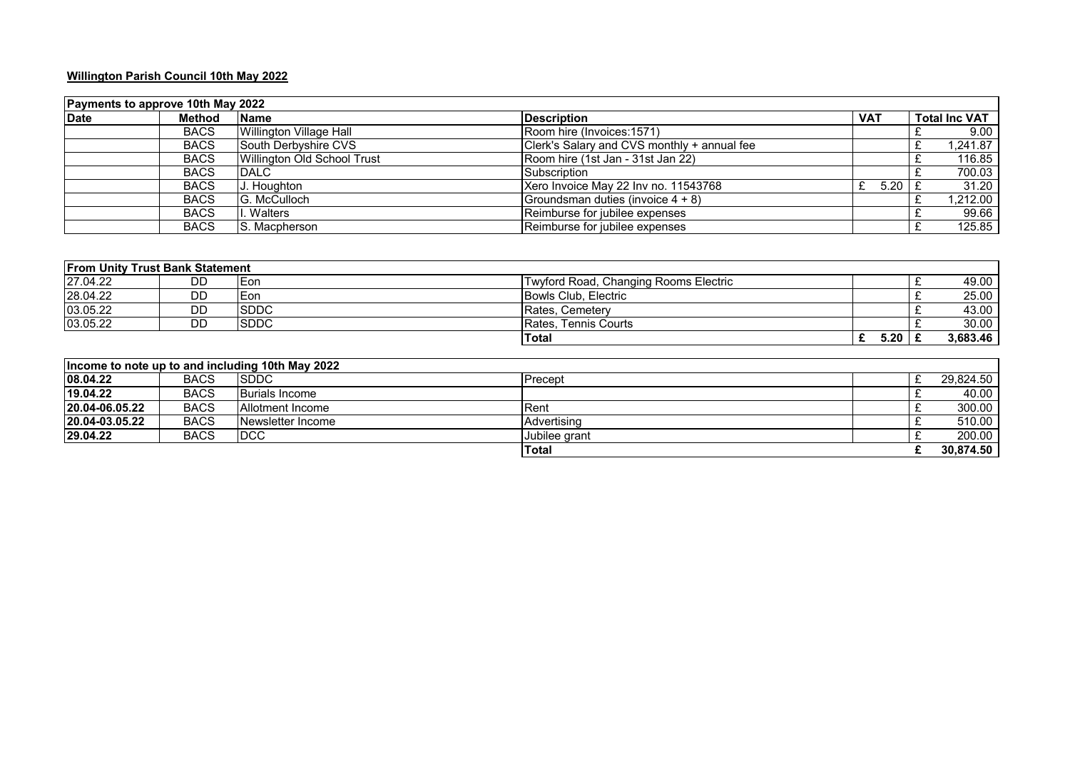**Willington Parish Council 10th May 2022**

| Payments to approve 10th May 2022 | | | | | |
|---|---|---|---|---|---|
| **Date** | **Method** | **Name** | **Description** | **VAT** | **Total Inc VAT** |
| | BACS | Willington Village Hall | Room hire (Invoices:1571) | | £ 9.00 |
| | BACS | South Derbyshire CVS | Clerk's Salary and CVS monthly + annual fee | | £ 1,241.87 |
| | BACS | Willington Old School Trust | Room hire (1st Jan - 31st Jan 22) | | £ 116.85 |
| | BACS | DALC | Subscription | | £ 700.03 |
| | BACS | J. Houghton | Xero Invoice May 22 Inv no. 11543768 | £ 5.20 | £ 31.20 |
| | BACS | G. McCulloch | Groundsman duties (invoice 4 + 8) | | £ 1,212.00 |
| | BACS | I. Walters | Reimburse for jubilee expenses | | £ 99.66 |
| | BACS | S. Macpherson | Reimburse for jubilee expenses | | £ 125.85 |

| From Unity Trust Bank Statement | | | | | |
|---|---|---|---|---|---|
| 27.04.22 | DD | Eon | Twyford Road, Changing Rooms Electric | | £ 49.00 |
| 28.04.22 | DD | Eon | Bowls Club, Electric | | £ 25.00 |
| 03.05.22 | DD | SDDC | Rates, Cemetery | | £ 43.00 |
| 03.05.22 | DD | SDDC | Rates, Tennis Courts | | £ 30.00 |
| | | | **Total** | **£ 5.20** | **£ 3,683.46** |

| Income to note up to and including 10th May 2022 | | | | | |
|---|---|---|---|---|---|
| **08.04.22** | BACS | SDDC | Precept | | £ 29,824.50 |
| **19.04.22** | BACS | Burials Income | | | £ 40.00 |
| **20.04-06.05.22** | BACS | Allotment Income | Rent | | £ 300.00 |
| **20.04-03.05.22** | BACS | Newsletter Income | Advertising | | £ 510.00 |
| **29.04.22** | BACS | DCC | Jubilee grant | | £ 200.00 |
| | | | **Total** | | **£ 30,874.50** |